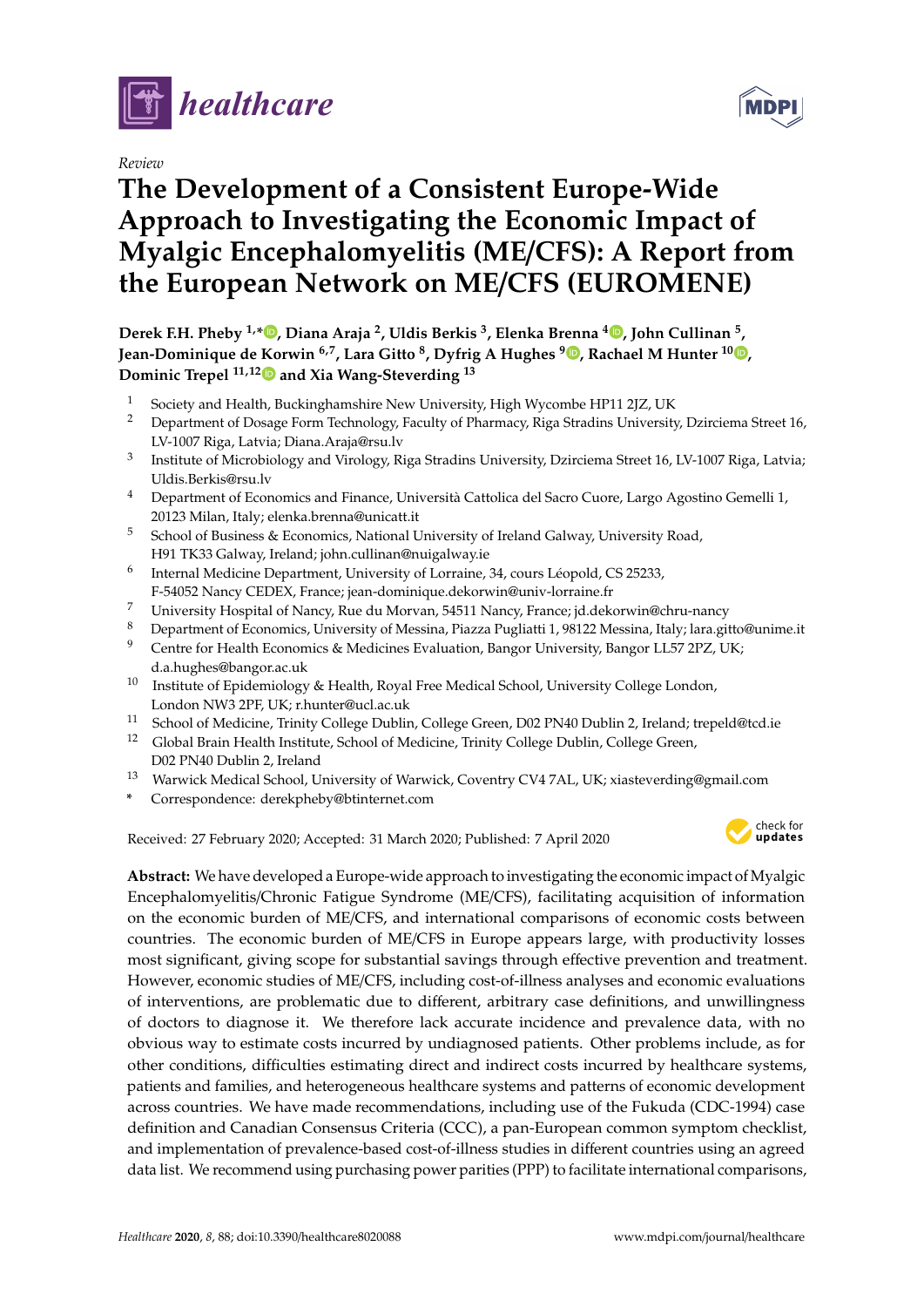*healthcare*

*Review*

# The Development of a Consistent Europe-Wide Approach to Investigating the Economic Impact of Myalgic Encephalomyelitis (ME/CFS): A Report from the European Network on ME/CFS (EUROMENE)

**Derek F.H. Pheby [1,*], Diana Araja [2], Uldis Berkis [3], Elenka Brenna [4], John Cullinan [5], Jean-Dominique de Korwin [6,7], Lara Gitto [8], Dyfrig A Hughes [9], Rachael M Hunter [10], Dominic Trepel [11,12] and Xia Wang-Steverding [13]**

1. Society and Health, Buckinghamshire New University, High Wycombe HP11 2JZ, UK
2. Department of Dosage Form Technology, Faculty of Pharmacy, Riga Stradins University, Dzirciema Street 16, LV-1007 Riga, Latvia; Diana.Araja@rsu.lv
3. Institute of Microbiology and Virology, Riga Stradins University, Dzirciema Street 16, LV-1007 Riga, Latvia; Uldis.Berkis@rsu.lv
4. Department of Economics and Finance, Università Cattolica del Sacro Cuore, Largo Agostino Gemelli 1, 20123 Milan, Italy; elenka.brenna@unicatt.it
5. School of Business & Economics, National University of Ireland Galway, University Road, H91 TK33 Galway, Ireland; john.cullinan@nuigalway.ie
6. Internal Medicine Department, University of Lorraine, 34, cours Léopold, CS 25233, F-54052 Nancy CEDEX, France; jean-dominique.dekorwin@univ-lorraine.fr
7. University Hospital of Nancy, Rue du Morvan, 54511 Nancy, France; jd.dekorwin@chru-nancy
8. Department of Economics, University of Messina, Piazza Pugliatti 1, 98122 Messina, Italy; lara.gitto@unime.it
9. Centre for Health Economics & Medicines Evaluation, Bangor University, Bangor LL57 2PZ, UK; d.a.hughes@bangor.ac.uk
10. Institute of Epidemiology & Health, Royal Free Medical School, University College London, London NW3 2PF, UK; r.hunter@ucl.ac.uk
11. School of Medicine, Trinity College Dublin, College Green, D02 PN40 Dublin 2, Ireland; trepeld@tcd.ie
12. Global Brain Health Institute, School of Medicine, Trinity College Dublin, College Green, D02 PN40 Dublin 2, Ireland
13. Warwick Medical School, University of Warwick, Coventry CV4 7AL, UK; xiasteverding@gmail.com

\* Correspondence: derekpheby@btinternet.com

Received: 27 February 2020; Accepted: 31 March 2020; Published: 7 April 2020

**Abstract:** We have developed a Europe-wide approach to investigating the economic impact of Myalgic Encephalomyelitis/Chronic Fatigue Syndrome (ME/CFS), facilitating acquisition of information on the economic burden of ME/CFS, and international comparisons of economic costs between countries. The economic burden of ME/CFS in Europe appears large, with productivity losses most significant, giving scope for substantial savings through effective prevention and treatment. However, economic studies of ME/CFS, including cost-of-illness analyses and economic evaluations of interventions, are problematic due to different, arbitrary case definitions, and unwillingness of doctors to diagnose it. We therefore lack accurate incidence and prevalence data, with no obvious way to estimate costs incurred by undiagnosed patients. Other problems include, as for other conditions, difficulties estimating direct and indirect costs incurred by healthcare systems, patients and families, and heterogeneous healthcare systems and patterns of economic development across countries. We have made recommendations, including use of the Fukuda (CDC-1994) case definition and Canadian Consensus Criteria (CCC), a pan-European common symptom checklist, and implementation of prevalence-based cost-of-illness studies in different countries using an agreed data list. We recommend using purchasing power parities (PPP) to facilitate international comparisons,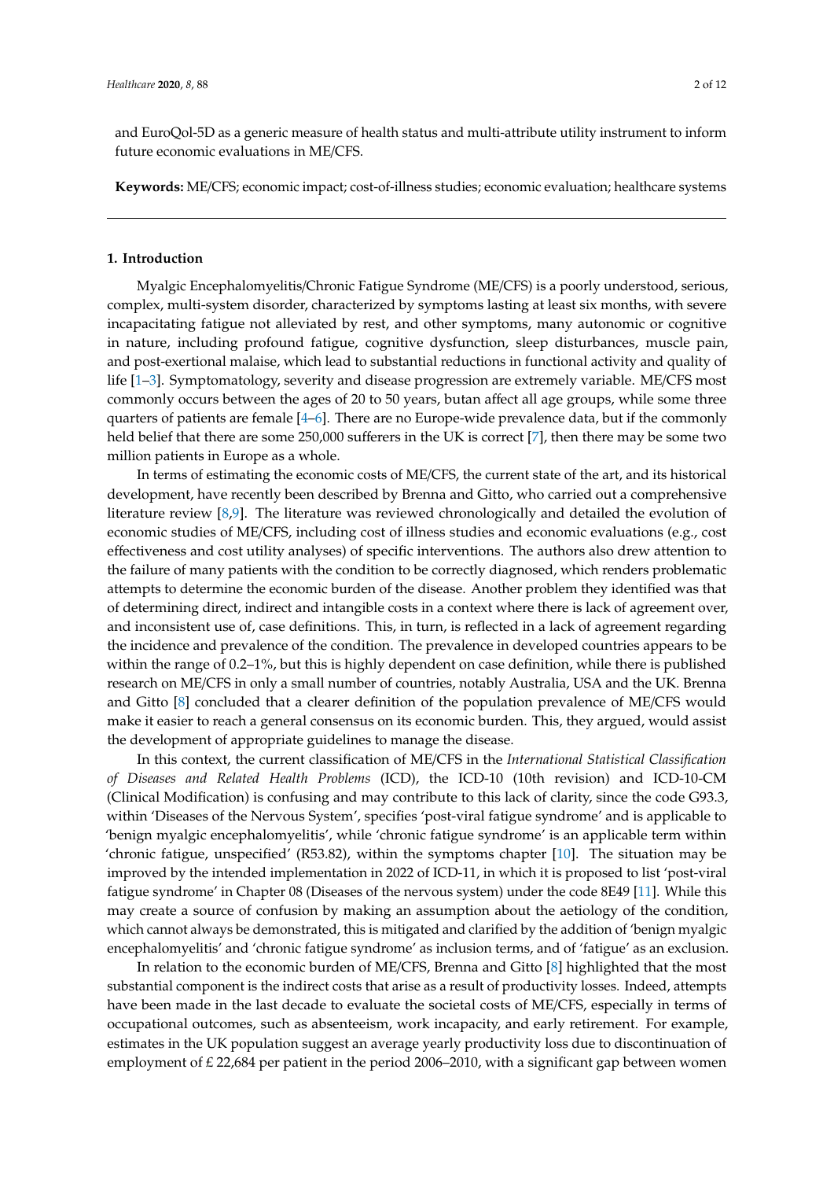and EuroQol-5D as a generic measure of health status and multi-attribute utility instrument to inform future economic evaluations in ME/CFS.

**Keywords:** ME/CFS; economic impact; cost-of-illness studies; economic evaluation; healthcare systems

## 1. Introduction

Myalgic Encephalomyelitis/Chronic Fatigue Syndrome (ME/CFS) is a poorly understood, serious, complex, multi-system disorder, characterized by symptoms lasting at least six months, with severe incapacitating fatigue not alleviated by rest, and other symptoms, many autonomic or cognitive in nature, including profound fatigue, cognitive dysfunction, sleep disturbances, muscle pain, and post-exertional malaise, which lead to substantial reductions in functional activity and quality of life [1–3]. Symptomatology, severity and disease progression are extremely variable. ME/CFS most commonly occurs between the ages of 20 to 50 years, butan affect all age groups, while some three quarters of patients are female [4–6]. There are no Europe-wide prevalence data, but if the commonly held belief that there are some 250,000 sufferers in the UK is correct [7], then there may be some two million patients in Europe as a whole.

In terms of estimating the economic costs of ME/CFS, the current state of the art, and its historical development, have recently been described by Brenna and Gitto, who carried out a comprehensive literature review [8,9]. The literature was reviewed chronologically and detailed the evolution of economic studies of ME/CFS, including cost of illness studies and economic evaluations (e.g., cost effectiveness and cost utility analyses) of specific interventions. The authors also drew attention to the failure of many patients with the condition to be correctly diagnosed, which renders problematic attempts to determine the economic burden of the disease. Another problem they identified was that of determining direct, indirect and intangible costs in a context where there is lack of agreement over, and inconsistent use of, case definitions. This, in turn, is reflected in a lack of agreement regarding the incidence and prevalence of the condition. The prevalence in developed countries appears to be within the range of 0.2–1%, but this is highly dependent on case definition, while there is published research on ME/CFS in only a small number of countries, notably Australia, USA and the UK. Brenna and Gitto [8] concluded that a clearer definition of the population prevalence of ME/CFS would make it easier to reach a general consensus on its economic burden. This, they argued, would assist the development of appropriate guidelines to manage the disease.

In this context, the current classification of ME/CFS in the *International Statistical Classification of Diseases and Related Health Problems* (ICD), the ICD-10 (10th revision) and ICD-10-CM (Clinical Modification) is confusing and may contribute to this lack of clarity, since the code G93.3, within 'Diseases of the Nervous System', specifies 'post-viral fatigue syndrome' and is applicable to 'benign myalgic encephalomyelitis', while 'chronic fatigue syndrome' is an applicable term within 'chronic fatigue, unspecified' (R53.82), within the symptoms chapter [10]. The situation may be improved by the intended implementation in 2022 of ICD-11, in which it is proposed to list 'post-viral fatigue syndrome' in Chapter 08 (Diseases of the nervous system) under the code 8E49 [11]. While this may create a source of confusion by making an assumption about the aetiology of the condition, which cannot always be demonstrated, this is mitigated and clarified by the addition of 'benign myalgic encephalomyelitis' and 'chronic fatigue syndrome' as inclusion terms, and of 'fatigue' as an exclusion.

In relation to the economic burden of ME/CFS, Brenna and Gitto [8] highlighted that the most substantial component is the indirect costs that arise as a result of productivity losses. Indeed, attempts have been made in the last decade to evaluate the societal costs of ME/CFS, especially in terms of occupational outcomes, such as absenteeism, work incapacity, and early retirement. For example, estimates in the UK population suggest an average yearly productivity loss due to discontinuation of employment of £ 22,684 per patient in the period 2006–2010, with a significant gap between women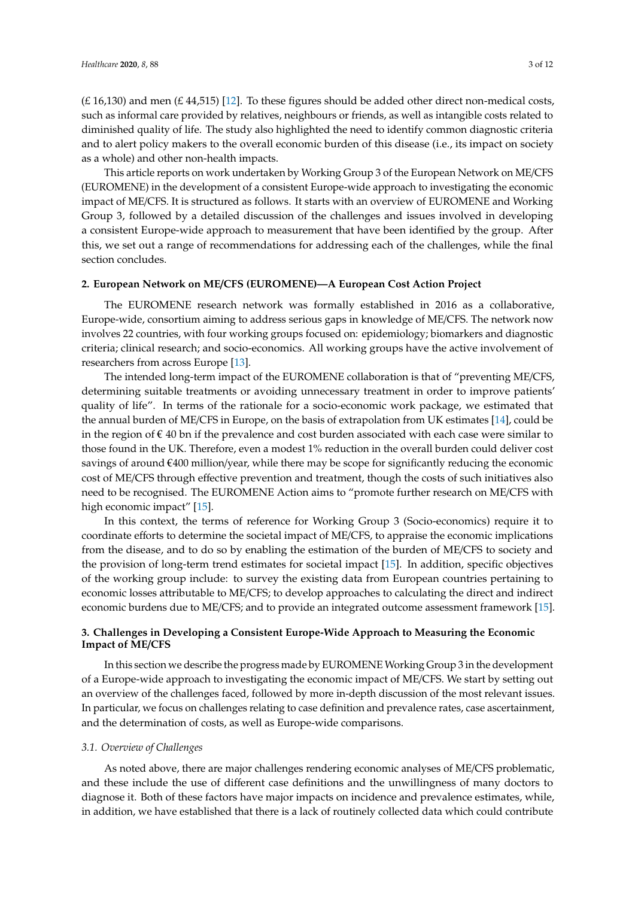(£ 16,130) and men (£ 44,515) [12]. To these figures should be added other direct non-medical costs, such as informal care provided by relatives, neighbours or friends, as well as intangible costs related to diminished quality of life. The study also highlighted the need to identify common diagnostic criteria and to alert policy makers to the overall economic burden of this disease (i.e., its impact on society as a whole) and other non-health impacts.

This article reports on work undertaken by Working Group 3 of the European Network on ME/CFS (EUROMENE) in the development of a consistent Europe-wide approach to investigating the economic impact of ME/CFS. It is structured as follows. It starts with an overview of EUROMENE and Working Group 3, followed by a detailed discussion of the challenges and issues involved in developing a consistent Europe-wide approach to measurement that have been identified by the group. After this, we set out a range of recommendations for addressing each of the challenges, while the final section concludes.

## 2. European Network on ME/CFS (EUROMENE)—A European Cost Action Project

The EUROMENE research network was formally established in 2016 as a collaborative, Europe-wide, consortium aiming to address serious gaps in knowledge of ME/CFS. The network now involves 22 countries, with four working groups focused on: epidemiology; biomarkers and diagnostic criteria; clinical research; and socio-economics. All working groups have the active involvement of researchers from across Europe [13].

The intended long-term impact of the EUROMENE collaboration is that of "preventing ME/CFS, determining suitable treatments or avoiding unnecessary treatment in order to improve patients' quality of life". In terms of the rationale for a socio-economic work package, we estimated that the annual burden of ME/CFS in Europe, on the basis of extrapolation from UK estimates [14], could be in the region of € 40 bn if the prevalence and cost burden associated with each case were similar to those found in the UK. Therefore, even a modest 1% reduction in the overall burden could deliver cost savings of around €400 million/year, while there may be scope for significantly reducing the economic cost of ME/CFS through effective prevention and treatment, though the costs of such initiatives also need to be recognised. The EUROMENE Action aims to "promote further research on ME/CFS with high economic impact" [15].

In this context, the terms of reference for Working Group 3 (Socio-economics) require it to coordinate efforts to determine the societal impact of ME/CFS, to appraise the economic implications from the disease, and to do so by enabling the estimation of the burden of ME/CFS to society and the provision of long-term trend estimates for societal impact [15]. In addition, specific objectives of the working group include: to survey the existing data from European countries pertaining to economic losses attributable to ME/CFS; to develop approaches to calculating the direct and indirect economic burdens due to ME/CFS; and to provide an integrated outcome assessment framework [15].

## 3. Challenges in Developing a Consistent Europe-Wide Approach to Measuring the Economic Impact of ME/CFS

In this section we describe the progress made by EUROMENE Working Group 3 in the development of a Europe-wide approach to investigating the economic impact of ME/CFS. We start by setting out an overview of the challenges faced, followed by more in-depth discussion of the most relevant issues. In particular, we focus on challenges relating to case definition and prevalence rates, case ascertainment, and the determination of costs, as well as Europe-wide comparisons.

### 3.1. Overview of Challenges

As noted above, there are major challenges rendering economic analyses of ME/CFS problematic, and these include the use of different case definitions and the unwillingness of many doctors to diagnose it. Both of these factors have major impacts on incidence and prevalence estimates, while, in addition, we have established that there is a lack of routinely collected data which could contribute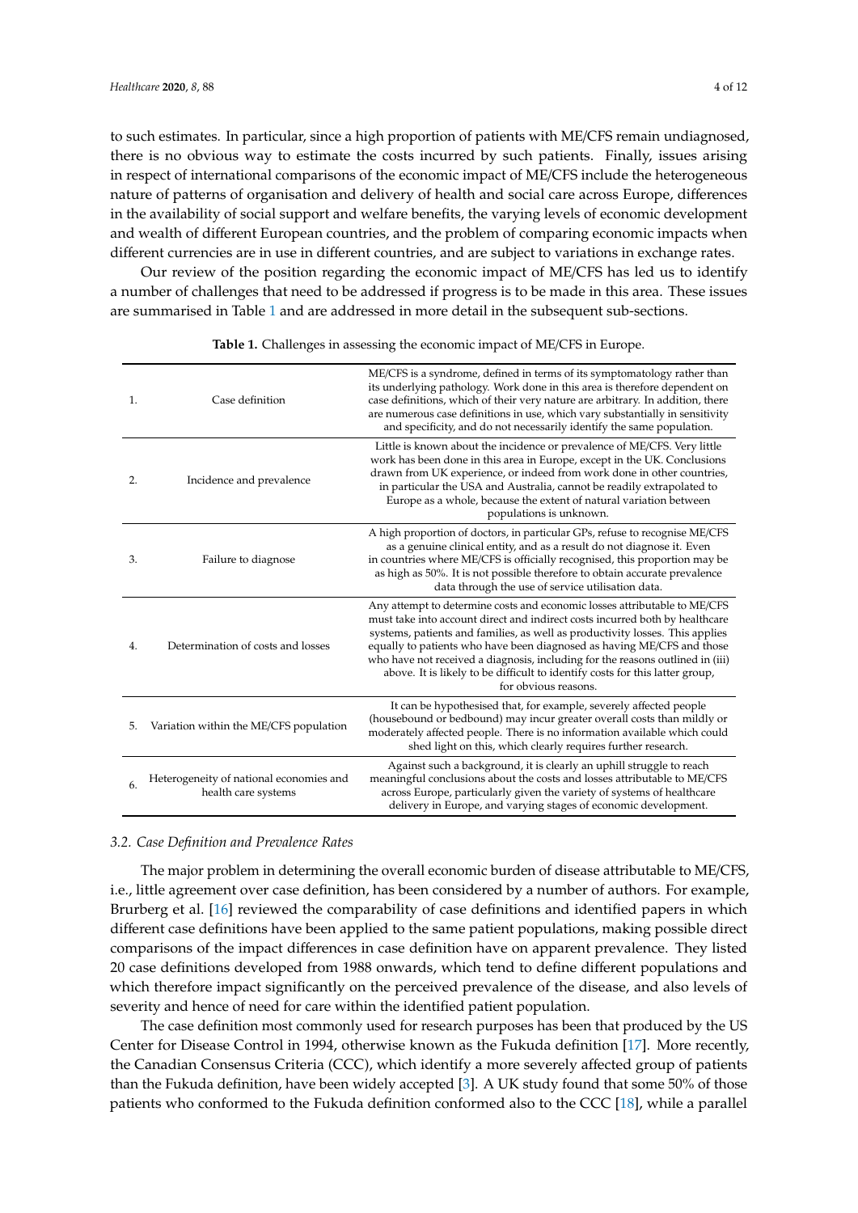to such estimates. In particular, since a high proportion of patients with ME/CFS remain undiagnosed, there is no obvious way to estimate the costs incurred by such patients. Finally, issues arising in respect of international comparisons of the economic impact of ME/CFS include the heterogeneous nature of patterns of organisation and delivery of health and social care across Europe, differences in the availability of social support and welfare benefits, the varying levels of economic development and wealth of different European countries, and the problem of comparing economic impacts when different currencies are in use in different countries, and are subject to variations in exchange rates.

Our review of the position regarding the economic impact of ME/CFS has led us to identify a number of challenges that need to be addressed if progress is to be made in this area. These issues are summarised in Table 1 and are addressed in more detail in the subsequent sub-sections.

**Table 1.** Challenges in assessing the economic impact of ME/CFS in Europe.

| | | |
|---|---|---|
| 1. | Case definition | ME/CFS is a syndrome, defined in terms of its symptomatology rather than its underlying pathology. Work done in this area is therefore dependent on case definitions, which of their very nature are arbitrary. In addition, there are numerous case definitions in use, which vary substantially in sensitivity and specificity, and do not necessarily identify the same population. |
| 2. | Incidence and prevalence | Little is known about the incidence or prevalence of ME/CFS. Very little work has been done in this area in Europe, except in the UK. Conclusions drawn from UK experience, or indeed from work done in other countries, in particular the USA and Australia, cannot be readily extrapolated to Europe as a whole, because the extent of natural variation between populations is unknown. |
| 3. | Failure to diagnose | A high proportion of doctors, in particular GPs, refuse to recognise ME/CFS as a genuine clinical entity, and as a result do not diagnose it. Even in countries where ME/CFS is officially recognised, this proportion may be as high as 50%. It is not possible therefore to obtain accurate prevalence data through the use of service utilisation data. |
| 4. | Determination of costs and losses | Any attempt to determine costs and economic losses attributable to ME/CFS must take into account direct and indirect costs incurred both by healthcare systems, patients and families, as well as productivity losses. This applies equally to patients who have been diagnosed as having ME/CFS and those who have not received a diagnosis, including for the reasons outlined in (iii) above. It is likely to be difficult to identify costs for this latter group, for obvious reasons. |
| 5. | Variation within the ME/CFS population | It can be hypothesised that, for example, severely affected people (housebound or bedbound) may incur greater overall costs than mildly or moderately affected people. There is no information available which could shed light on this, which clearly requires further research. |
| 6. | Heterogeneity of national economies and health care systems | Against such a background, it is clearly an uphill struggle to reach meaningful conclusions about the costs and losses attributable to ME/CFS across Europe, particularly given the variety of systems of healthcare delivery in Europe, and varying stages of economic development. |

### *3.2. Case Definition and Prevalence Rates*

The major problem in determining the overall economic burden of disease attributable to ME/CFS, i.e., little agreement over case definition, has been considered by a number of authors. For example, Brurberg et al. [16] reviewed the comparability of case definitions and identified papers in which different case definitions have been applied to the same patient populations, making possible direct comparisons of the impact differences in case definition have on apparent prevalence. They listed 20 case definitions developed from 1988 onwards, which tend to define different populations and which therefore impact significantly on the perceived prevalence of the disease, and also levels of severity and hence of need for care within the identified patient population.

The case definition most commonly used for research purposes has been that produced by the US Center for Disease Control in 1994, otherwise known as the Fukuda definition [17]. More recently, the Canadian Consensus Criteria (CCC), which identify a more severely affected group of patients than the Fukuda definition, have been widely accepted [3]. A UK study found that some 50% of those patients who conformed to the Fukuda definition conformed also to the CCC [18], while a parallel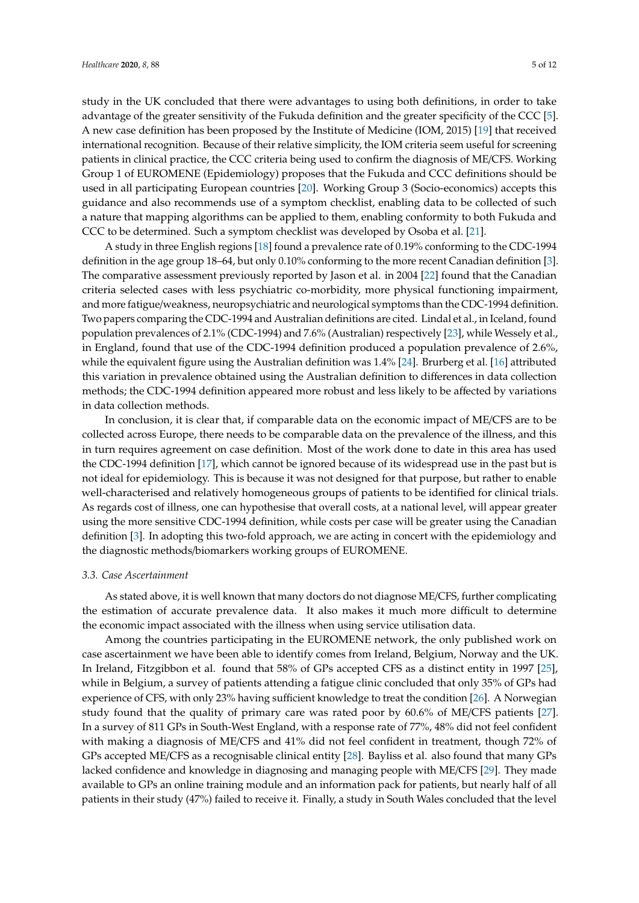study in the UK concluded that there were advantages to using both definitions, in order to take advantage of the greater sensitivity of the Fukuda definition and the greater specificity of the CCC [5]. A new case definition has been proposed by the Institute of Medicine (IOM, 2015) [19] that received international recognition. Because of their relative simplicity, the IOM criteria seem useful for screening patients in clinical practice, the CCC criteria being used to confirm the diagnosis of ME/CFS. Working Group 1 of EUROMENE (Epidemiology) proposes that the Fukuda and CCC definitions should be used in all participating European countries [20]. Working Group 3 (Socio-economics) accepts this guidance and also recommends use of a symptom checklist, enabling data to be collected of such a nature that mapping algorithms can be applied to them, enabling conformity to both Fukuda and CCC to be determined. Such a symptom checklist was developed by Osoba et al. [21].

A study in three English regions [18] found a prevalence rate of 0.19% conforming to the CDC-1994 definition in the age group 18–64, but only 0.10% conforming to the more recent Canadian definition [3]. The comparative assessment previously reported by Jason et al. in 2004 [22] found that the Canadian criteria selected cases with less psychiatric co-morbidity, more physical functioning impairment, and more fatigue/weakness, neuropsychiatric and neurological symptoms than the CDC-1994 definition. Two papers comparing the CDC-1994 and Australian definitions are cited. Lindal et al., in Iceland, found population prevalences of 2.1% (CDC-1994) and 7.6% (Australian) respectively [23], while Wessely et al., in England, found that use of the CDC-1994 definition produced a population prevalence of 2.6%, while the equivalent figure using the Australian definition was 1.4% [24]. Brurberg et al. [16] attributed this variation in prevalence obtained using the Australian definition to differences in data collection methods; the CDC-1994 definition appeared more robust and less likely to be affected by variations in data collection methods.

In conclusion, it is clear that, if comparable data on the economic impact of ME/CFS are to be collected across Europe, there needs to be comparable data on the prevalence of the illness, and this in turn requires agreement on case definition. Most of the work done to date in this area has used the CDC-1994 definition [17], which cannot be ignored because of its widespread use in the past but is not ideal for epidemiology. This is because it was not designed for that purpose, but rather to enable well-characterised and relatively homogeneous groups of patients to be identified for clinical trials. As regards cost of illness, one can hypothesise that overall costs, at a national level, will appear greater using the more sensitive CDC-1994 definition, while costs per case will be greater using the Canadian definition [3]. In adopting this two-fold approach, we are acting in concert with the epidemiology and the diagnostic methods/biomarkers working groups of EUROMENE.

### *3.3. Case Ascertainment*

As stated above, it is well known that many doctors do not diagnose ME/CFS, further complicating the estimation of accurate prevalence data. It also makes it much more difficult to determine the economic impact associated with the illness when using service utilisation data.

Among the countries participating in the EUROMENE network, the only published work on case ascertainment we have been able to identify comes from Ireland, Belgium, Norway and the UK. In Ireland, Fitzgibbon et al. found that 58% of GPs accepted CFS as a distinct entity in 1997 [25], while in Belgium, a survey of patients attending a fatigue clinic concluded that only 35% of GPs had experience of CFS, with only 23% having sufficient knowledge to treat the condition [26]. A Norwegian study found that the quality of primary care was rated poor by 60.6% of ME/CFS patients [27]. In a survey of 811 GPs in South-West England, with a response rate of 77%, 48% did not feel confident with making a diagnosis of ME/CFS and 41% did not feel confident in treatment, though 72% of GPs accepted ME/CFS as a recognisable clinical entity [28]. Bayliss et al. also found that many GPs lacked confidence and knowledge in diagnosing and managing people with ME/CFS [29]. They made available to GPs an online training module and an information pack for patients, but nearly half of all patients in their study (47%) failed to receive it. Finally, a study in South Wales concluded that the level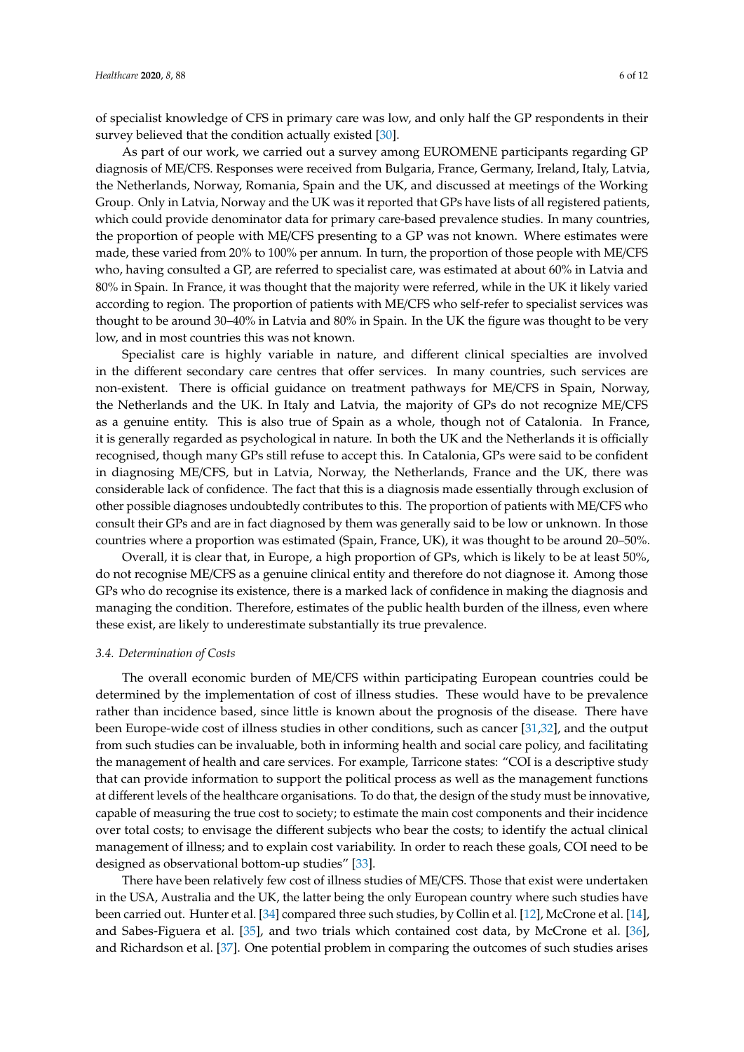of specialist knowledge of CFS in primary care was low, and only half the GP respondents in their survey believed that the condition actually existed [30].

As part of our work, we carried out a survey among EUROMENE participants regarding GP diagnosis of ME/CFS. Responses were received from Bulgaria, France, Germany, Ireland, Italy, Latvia, the Netherlands, Norway, Romania, Spain and the UK, and discussed at meetings of the Working Group. Only in Latvia, Norway and the UK was it reported that GPs have lists of all registered patients, which could provide denominator data for primary care-based prevalence studies. In many countries, the proportion of people with ME/CFS presenting to a GP was not known. Where estimates were made, these varied from 20% to 100% per annum. In turn, the proportion of those people with ME/CFS who, having consulted a GP, are referred to specialist care, was estimated at about 60% in Latvia and 80% in Spain. In France, it was thought that the majority were referred, while in the UK it likely varied according to region. The proportion of patients with ME/CFS who self-refer to specialist services was thought to be around 30–40% in Latvia and 80% in Spain. In the UK the figure was thought to be very low, and in most countries this was not known.

Specialist care is highly variable in nature, and different clinical specialties are involved in the different secondary care centres that offer services. In many countries, such services are non-existent. There is official guidance on treatment pathways for ME/CFS in Spain, Norway, the Netherlands and the UK. In Italy and Latvia, the majority of GPs do not recognize ME/CFS as a genuine entity. This is also true of Spain as a whole, though not of Catalonia. In France, it is generally regarded as psychological in nature. In both the UK and the Netherlands it is officially recognised, though many GPs still refuse to accept this. In Catalonia, GPs were said to be confident in diagnosing ME/CFS, but in Latvia, Norway, the Netherlands, France and the UK, there was considerable lack of confidence. The fact that this is a diagnosis made essentially through exclusion of other possible diagnoses undoubtedly contributes to this. The proportion of patients with ME/CFS who consult their GPs and are in fact diagnosed by them was generally said to be low or unknown. In those countries where a proportion was estimated (Spain, France, UK), it was thought to be around 20–50%.

Overall, it is clear that, in Europe, a high proportion of GPs, which is likely to be at least 50%, do not recognise ME/CFS as a genuine clinical entity and therefore do not diagnose it. Among those GPs who do recognise its existence, there is a marked lack of confidence in making the diagnosis and managing the condition. Therefore, estimates of the public health burden of the illness, even where these exist, are likely to underestimate substantially its true prevalence.

### 3.4. Determination of Costs

The overall economic burden of ME/CFS within participating European countries could be determined by the implementation of cost of illness studies. These would have to be prevalence rather than incidence based, since little is known about the prognosis of the disease. There have been Europe-wide cost of illness studies in other conditions, such as cancer [31,32], and the output from such studies can be invaluable, both in informing health and social care policy, and facilitating the management of health and care services. For example, Tarricone states: "COI is a descriptive study that can provide information to support the political process as well as the management functions at different levels of the healthcare organisations. To do that, the design of the study must be innovative, capable of measuring the true cost to society; to estimate the main cost components and their incidence over total costs; to envisage the different subjects who bear the costs; to identify the actual clinical management of illness; and to explain cost variability. In order to reach these goals, COI need to be designed as observational bottom-up studies" [33].

There have been relatively few cost of illness studies of ME/CFS. Those that exist were undertaken in the USA, Australia and the UK, the latter being the only European country where such studies have been carried out. Hunter et al. [34] compared three such studies, by Collin et al. [12], McCrone et al. [14], and Sabes-Figuera et al. [35], and two trials which contained cost data, by McCrone et al. [36], and Richardson et al. [37]. One potential problem in comparing the outcomes of such studies arises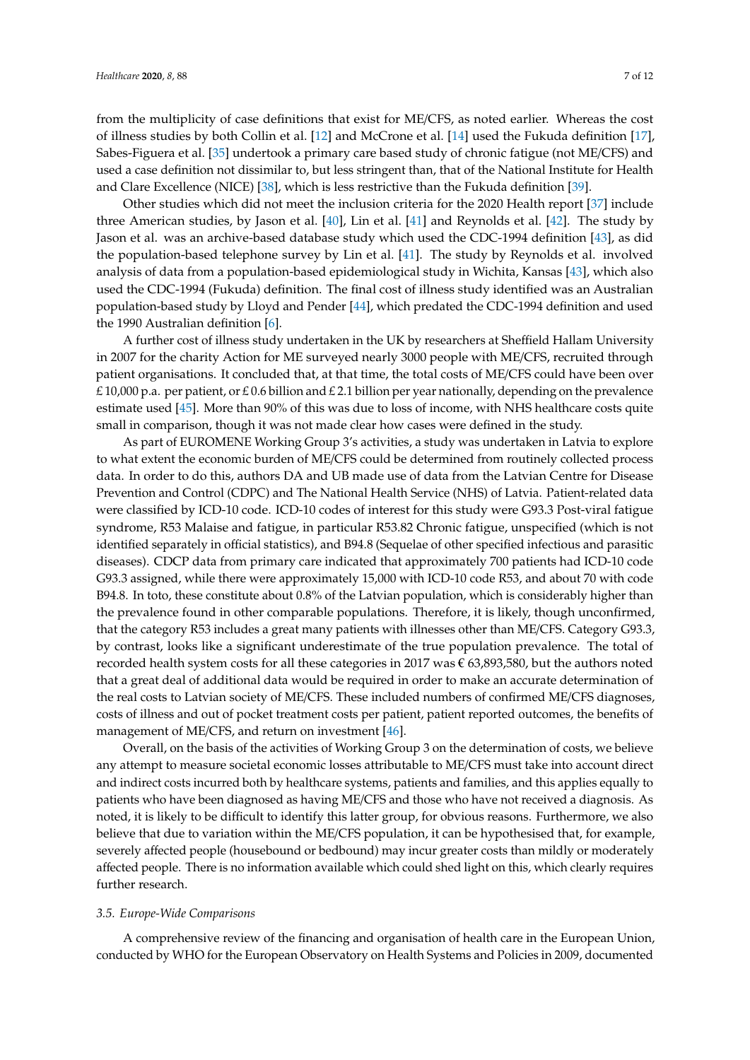from the multiplicity of case definitions that exist for ME/CFS, as noted earlier. Whereas the cost of illness studies by both Collin et al. [12] and McCrone et al. [14] used the Fukuda definition [17], Sabes-Figuera et al. [35] undertook a primary care based study of chronic fatigue (not ME/CFS) and used a case definition not dissimilar to, but less stringent than, that of the National Institute for Health and Clare Excellence (NICE) [38], which is less restrictive than the Fukuda definition [39].

Other studies which did not meet the inclusion criteria for the 2020 Health report [37] include three American studies, by Jason et al. [40], Lin et al. [41] and Reynolds et al. [42]. The study by Jason et al. was an archive-based database study which used the CDC-1994 definition [43], as did the population-based telephone survey by Lin et al. [41]. The study by Reynolds et al. involved analysis of data from a population-based epidemiological study in Wichita, Kansas [43], which also used the CDC-1994 (Fukuda) definition. The final cost of illness study identified was an Australian population-based study by Lloyd and Pender [44], which predated the CDC-1994 definition and used the 1990 Australian definition [6].

A further cost of illness study undertaken in the UK by researchers at Sheffield Hallam University in 2007 for the charity Action for ME surveyed nearly 3000 people with ME/CFS, recruited through patient organisations. It concluded that, at that time, the total costs of ME/CFS could have been over £ 10,000 p.a. per patient, or £ 0.6 billion and £ 2.1 billion per year nationally, depending on the prevalence estimate used [45]. More than 90% of this was due to loss of income, with NHS healthcare costs quite small in comparison, though it was not made clear how cases were defined in the study.

As part of EUROMENE Working Group 3's activities, a study was undertaken in Latvia to explore to what extent the economic burden of ME/CFS could be determined from routinely collected process data. In order to do this, authors DA and UB made use of data from the Latvian Centre for Disease Prevention and Control (CDPC) and The National Health Service (NHS) of Latvia. Patient-related data were classified by ICD-10 code. ICD-10 codes of interest for this study were G93.3 Post-viral fatigue syndrome, R53 Malaise and fatigue, in particular R53.82 Chronic fatigue, unspecified (which is not identified separately in official statistics), and B94.8 (Sequelae of other specified infectious and parasitic diseases). CDCP data from primary care indicated that approximately 700 patients had ICD-10 code G93.3 assigned, while there were approximately 15,000 with ICD-10 code R53, and about 70 with code B94.8. In toto, these constitute about 0.8% of the Latvian population, which is considerably higher than the prevalence found in other comparable populations. Therefore, it is likely, though unconfirmed, that the category R53 includes a great many patients with illnesses other than ME/CFS. Category G93.3, by contrast, looks like a significant underestimate of the true population prevalence. The total of recorded health system costs for all these categories in 2017 was € 63,893,580, but the authors noted that a great deal of additional data would be required in order to make an accurate determination of the real costs to Latvian society of ME/CFS. These included numbers of confirmed ME/CFS diagnoses, costs of illness and out of pocket treatment costs per patient, patient reported outcomes, the benefits of management of ME/CFS, and return on investment [46].

Overall, on the basis of the activities of Working Group 3 on the determination of costs, we believe any attempt to measure societal economic losses attributable to ME/CFS must take into account direct and indirect costs incurred both by healthcare systems, patients and families, and this applies equally to patients who have been diagnosed as having ME/CFS and those who have not received a diagnosis. As noted, it is likely to be difficult to identify this latter group, for obvious reasons. Furthermore, we also believe that due to variation within the ME/CFS population, it can be hypothesised that, for example, severely affected people (housebound or bedbound) may incur greater costs than mildly or moderately affected people. There is no information available which could shed light on this, which clearly requires further research.

### 3.5. Europe-Wide Comparisons

A comprehensive review of the financing and organisation of health care in the European Union, conducted by WHO for the European Observatory on Health Systems and Policies in 2009, documented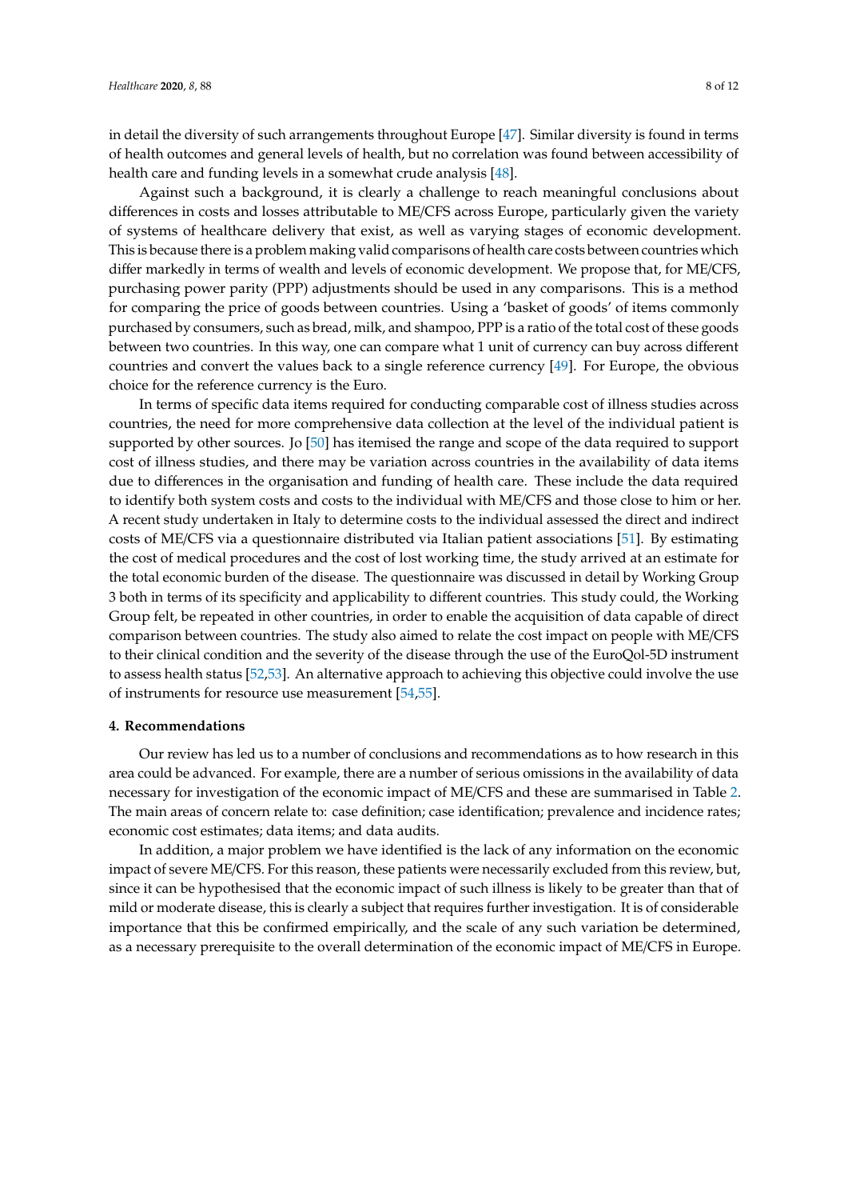in detail the diversity of such arrangements throughout Europe [47]. Similar diversity is found in terms of health outcomes and general levels of health, but no correlation was found between accessibility of health care and funding levels in a somewhat crude analysis [48].

Against such a background, it is clearly a challenge to reach meaningful conclusions about differences in costs and losses attributable to ME/CFS across Europe, particularly given the variety of systems of healthcare delivery that exist, as well as varying stages of economic development. This is because there is a problem making valid comparisons of health care costs between countries which differ markedly in terms of wealth and levels of economic development. We propose that, for ME/CFS, purchasing power parity (PPP) adjustments should be used in any comparisons. This is a method for comparing the price of goods between countries. Using a 'basket of goods' of items commonly purchased by consumers, such as bread, milk, and shampoo, PPP is a ratio of the total cost of these goods between two countries. In this way, one can compare what 1 unit of currency can buy across different countries and convert the values back to a single reference currency [49]. For Europe, the obvious choice for the reference currency is the Euro.

In terms of specific data items required for conducting comparable cost of illness studies across countries, the need for more comprehensive data collection at the level of the individual patient is supported by other sources. Jo [50] has itemised the range and scope of the data required to support cost of illness studies, and there may be variation across countries in the availability of data items due to differences in the organisation and funding of health care. These include the data required to identify both system costs and costs to the individual with ME/CFS and those close to him or her. A recent study undertaken in Italy to determine costs to the individual assessed the direct and indirect costs of ME/CFS via a questionnaire distributed via Italian patient associations [51]. By estimating the cost of medical procedures and the cost of lost working time, the study arrived at an estimate for the total economic burden of the disease. The questionnaire was discussed in detail by Working Group 3 both in terms of its specificity and applicability to different countries. This study could, the Working Group felt, be repeated in other countries, in order to enable the acquisition of data capable of direct comparison between countries. The study also aimed to relate the cost impact on people with ME/CFS to their clinical condition and the severity of the disease through the use of the EuroQol-5D instrument to assess health status [52,53]. An alternative approach to achieving this objective could involve the use of instruments for resource use measurement [54,55].

## 4. Recommendations

Our review has led us to a number of conclusions and recommendations as to how research in this area could be advanced. For example, there are a number of serious omissions in the availability of data necessary for investigation of the economic impact of ME/CFS and these are summarised in Table 2. The main areas of concern relate to: case definition; case identification; prevalence and incidence rates; economic cost estimates; data items; and data audits.

In addition, a major problem we have identified is the lack of any information on the economic impact of severe ME/CFS. For this reason, these patients were necessarily excluded from this review, but, since it can be hypothesised that the economic impact of such illness is likely to be greater than that of mild or moderate disease, this is clearly a subject that requires further investigation. It is of considerable importance that this be confirmed empirically, and the scale of any such variation be determined, as a necessary prerequisite to the overall determination of the economic impact of ME/CFS in Europe.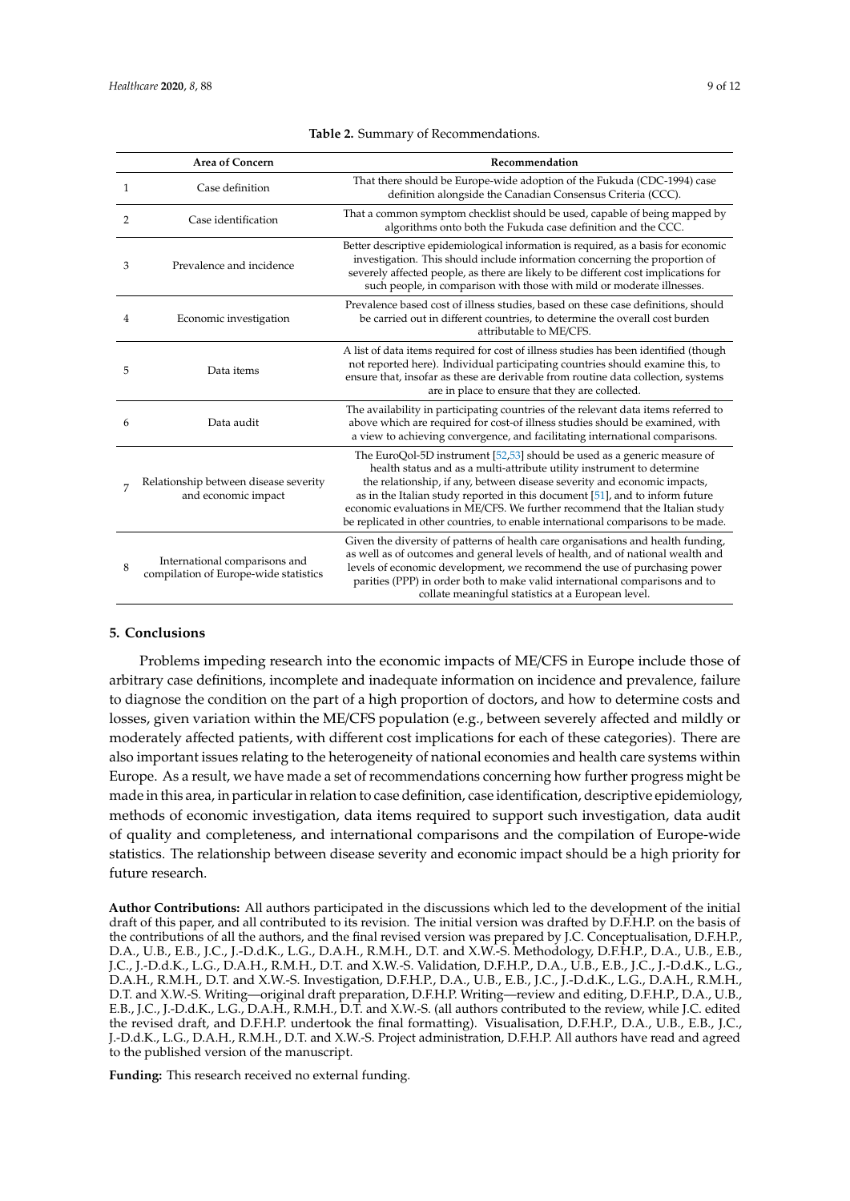**Table 2.** Summary of Recommendations.

| | Area of Concern | Recommendation |
|---|---|---|
| 1 | Case definition | That there should be Europe-wide adoption of the Fukuda (CDC-1994) case definition alongside the Canadian Consensus Criteria (CCC). |
| 2 | Case identification | That a common symptom checklist should be used, capable of being mapped by algorithms onto both the Fukuda case definition and the CCC. |
| 3 | Prevalence and incidence | Better descriptive epidemiological information is required, as a basis for economic investigation. This should include information concerning the proportion of severely affected people, as there are likely to be different cost implications for such people, in comparison with those with mild or moderate illnesses. |
| 4 | Economic investigation | Prevalence based cost of illness studies, based on these case definitions, should be carried out in different countries, to determine the overall cost burden attributable to ME/CFS. |
| 5 | Data items | A list of data items required for cost of illness studies has been identified (though not reported here). Individual participating countries should examine this, to ensure that, insofar as these are derivable from routine data collection, systems are in place to ensure that they are collected. |
| 6 | Data audit | The availability in participating countries of the relevant data items referred to above which are required for cost-of illness studies should be examined, with a view to achieving convergence, and facilitating international comparisons. |
| 7 | Relationship between disease severity and economic impact | The EuroQol-5D instrument [52,53] should be used as a generic measure of health status and as a multi-attribute utility instrument to determine the relationship, if any, between disease severity and economic impacts, as in the Italian study reported in this document [51], and to inform future economic evaluations in ME/CFS. We further recommend that the Italian study be replicated in other countries, to enable international comparisons to be made. |
| 8 | International comparisons and compilation of Europe-wide statistics | Given the diversity of patterns of health care organisations and health funding, as well as of outcomes and general levels of health, and of national wealth and levels of economic development, we recommend the use of purchasing power parities (PPP) in order both to make valid international comparisons and to collate meaningful statistics at a European level. |

## 5. Conclusions

Problems impeding research into the economic impacts of ME/CFS in Europe include those of arbitrary case definitions, incomplete and inadequate information on incidence and prevalence, failure to diagnose the condition on the part of a high proportion of doctors, and how to determine costs and losses, given variation within the ME/CFS population (e.g., between severely affected and mildly or moderately affected patients, with different cost implications for each of these categories). There are also important issues relating to the heterogeneity of national economies and health care systems within Europe. As a result, we have made a set of recommendations concerning how further progress might be made in this area, in particular in relation to case definition, case identification, descriptive epidemiology, methods of economic investigation, data items required to support such investigation, data audit of quality and completeness, and international comparisons and the compilation of Europe-wide statistics. The relationship between disease severity and economic impact should be a high priority for future research.

**Author Contributions:** All authors participated in the discussions which led to the development of the initial draft of this paper, and all contributed to its revision. The initial version was drafted by D.F.H.P. on the basis of the contributions of all the authors, and the final revised version was prepared by J.C. Conceptualisation, D.F.H.P., D.A., U.B., E.B., J.C., J.-D.d.K., L.G., D.A.H., R.M.H., D.T. and X.W.-S. Methodology, D.F.H.P., D.A., U.B., E.B., J.C., J.-D.d.K., L.G., D.A.H., R.M.H., D.T. and X.W.-S. Validation, D.F.H.P., D.A., U.B., E.B., J.C., J.-D.d.K., L.G., D.A.H., R.M.H., D.T. and X.W.-S. Investigation, D.F.H.P., D.A., U.B., E.B., J.C., J.-D.d.K., L.G., D.A.H., R.M.H., D.T. and X.W.-S. Writing—original draft preparation, D.F.H.P. Writing—review and editing, D.F.H.P., D.A., U.B., E.B., J.C., J.-D.d.K., L.G., D.A.H., R.M.H., D.T. and X.W.-S. (all authors contributed to the review, while J.C. edited the revised draft, and D.F.H.P. undertook the final formatting). Visualisation, D.F.H.P., D.A., U.B., E.B., J.C., J.-D.d.K., L.G., D.A.H., R.M.H., D.T. and X.W.-S. Project administration, D.F.H.P. All authors have read and agreed to the published version of the manuscript.

**Funding:** This research received no external funding.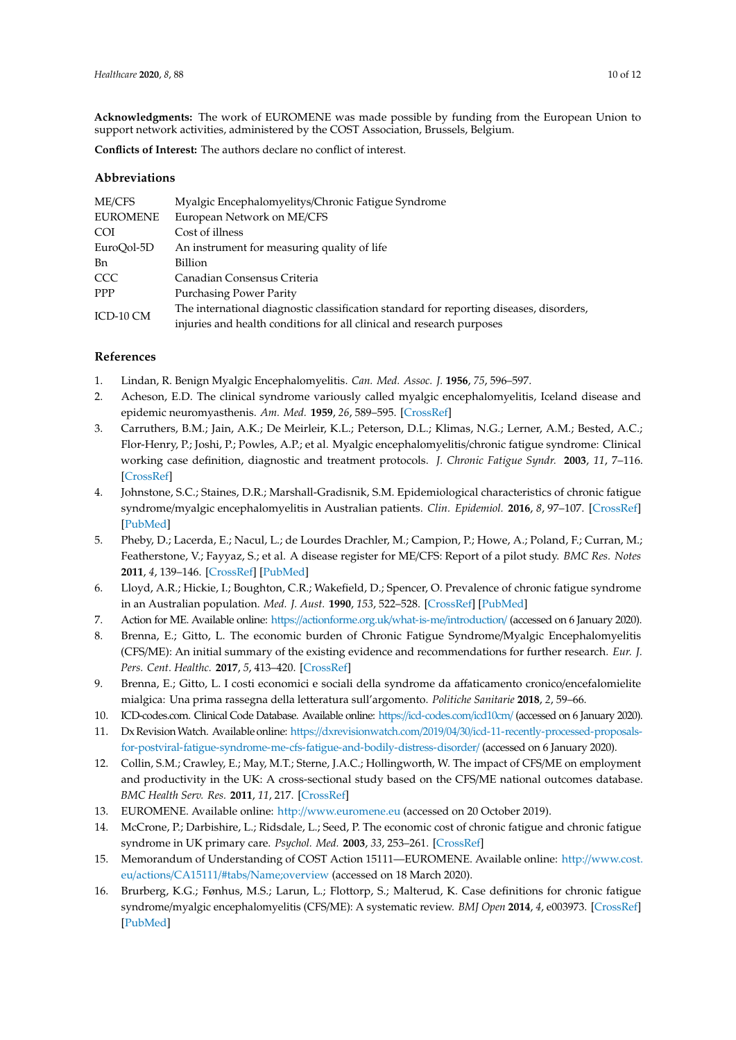**Acknowledgments:** The work of EUROMENE was made possible by funding from the European Union to support network activities, administered by the COST Association, Brussels, Belgium.

**Conflicts of Interest:** The authors declare no conflict of interest.

## Abbreviations

| | |
|---|---|
| ME/CFS | Myalgic Encephalomyelitys/Chronic Fatigue Syndrome |
| EUROMENE | European Network on ME/CFS |
| COI | Cost of illness |
| EuroQol-5D | An instrument for measuring quality of life |
| Bn | Billion |
| CCC | Canadian Consensus Criteria |
| PPP | Purchasing Power Parity |
| ICD-10 CM | The international diagnostic classification standard for reporting diseases, disorders, injuries and health conditions for all clinical and research purposes |

## References

1. Lindan, R. Benign Myalgic Encephalomyelitis. *Can. Med. Assoc. J.* **1956**, *75*, 596–597.
2. Acheson, E.D. The clinical syndrome variously called myalgic encephalomyelitis, Iceland disease and epidemic neuromyasthenis. *Am. Med.* **1959**, *26*, 589–595. [CrossRef]
3. Carruthers, B.M.; Jain, A.K.; De Meirleir, K.L.; Peterson, D.L.; Klimas, N.G.; Lerner, A.M.; Bested, A.C.; Flor-Henry, P.; Joshi, P.; Powles, A.P.; et al. Myalgic encephalomyelitis/chronic fatigue syndrome: Clinical working case definition, diagnostic and treatment protocols. *J. Chronic Fatigue Syndr.* **2003**, *11*, 7–116. [CrossRef]
4. Johnstone, S.C.; Staines, D.R.; Marshall-Gradisnik, S.M. Epidemiological characteristics of chronic fatigue syndrome/myalgic encephalomyelitis in Australian patients. *Clin. Epidemiol.* **2016**, *8*, 97–107. [CrossRef] [PubMed]
5. Pheby, D.; Lacerda, E.; Nacul, L.; de Lourdes Drachler, M.; Campion, P.; Howe, A.; Poland, F.; Curran, M.; Featherstone, V.; Fayyaz, S.; et al. A disease register for ME/CFS: Report of a pilot study. *BMC Res. Notes* **2011**, *4*, 139–146. [CrossRef] [PubMed]
6. Lloyd, A.R.; Hickie, I.; Boughton, C.R.; Wakefield, D.; Spencer, O. Prevalence of chronic fatigue syndrome in an Australian population. *Med. J. Aust.* **1990**, *153*, 522–528. [CrossRef] [PubMed]
7. Action for ME. Available online: https://actionforme.org.uk/what-is-me/introduction/ (accessed on 6 January 2020).
8. Brenna, E.; Gitto, L. The economic burden of Chronic Fatigue Syndrome/Myalgic Encephalomyelitis (CFS/ME): An initial summary of the existing evidence and recommendations for further research. *Eur. J. Pers. Cent. Healthc.* **2017**, *5*, 413–420. [CrossRef]
9. Brenna, E.; Gitto, L. I costi economici e sociali della syndrome da affaticamento cronico/encefalomielite mialgica: Una prima rassegna della letteratura sull'argomento. *Politiche Sanitarie* **2018**, *2*, 59–66.
10. ICD-codes.com. Clinical Code Database. Available online: https://icd-codes.com/icd10cm/ (accessed on 6 January 2020).
11. Dx Revision Watch. Available online: https://dxrevisionwatch.com/2019/04/30/icd-11-recently-processed-proposals-for-postviral-fatigue-syndrome-me-cfs-fatigue-and-bodily-distress-disorder/ (accessed on 6 January 2020).
12. Collin, S.M.; Crawley, E.; May, M.T.; Sterne, J.A.C.; Hollingworth, W. The impact of CFS/ME on employment and productivity in the UK: A cross-sectional study based on the CFS/ME national outcomes database. *BMC Health Serv. Res.* **2011**, *11*, 217. [CrossRef]
13. EUROMENE. Available online: http://www.euromene.eu (accessed on 20 October 2019).
14. McCrone, P.; Darbishire, L.; Ridsdale, L.; Seed, P. The economic cost of chronic fatigue and chronic fatigue syndrome in UK primary care. *Psychol. Med.* **2003**, *33*, 253–261. [CrossRef]
15. Memorandum of Understanding of COST Action 15111—EUROMENE. Available online: http://www.cost.eu/actions/CA15111/#tabs/Name;overview (accessed on 18 March 2020).
16. Brurberg, K.G.; Fønhus, M.S.; Larun, L.; Flottorp, S.; Malterud, K. Case definitions for chronic fatigue syndrome/myalgic encephalomyelitis (CFS/ME): A systematic review. *BMJ Open* **2014**, *4*, e003973. [CrossRef] [PubMed]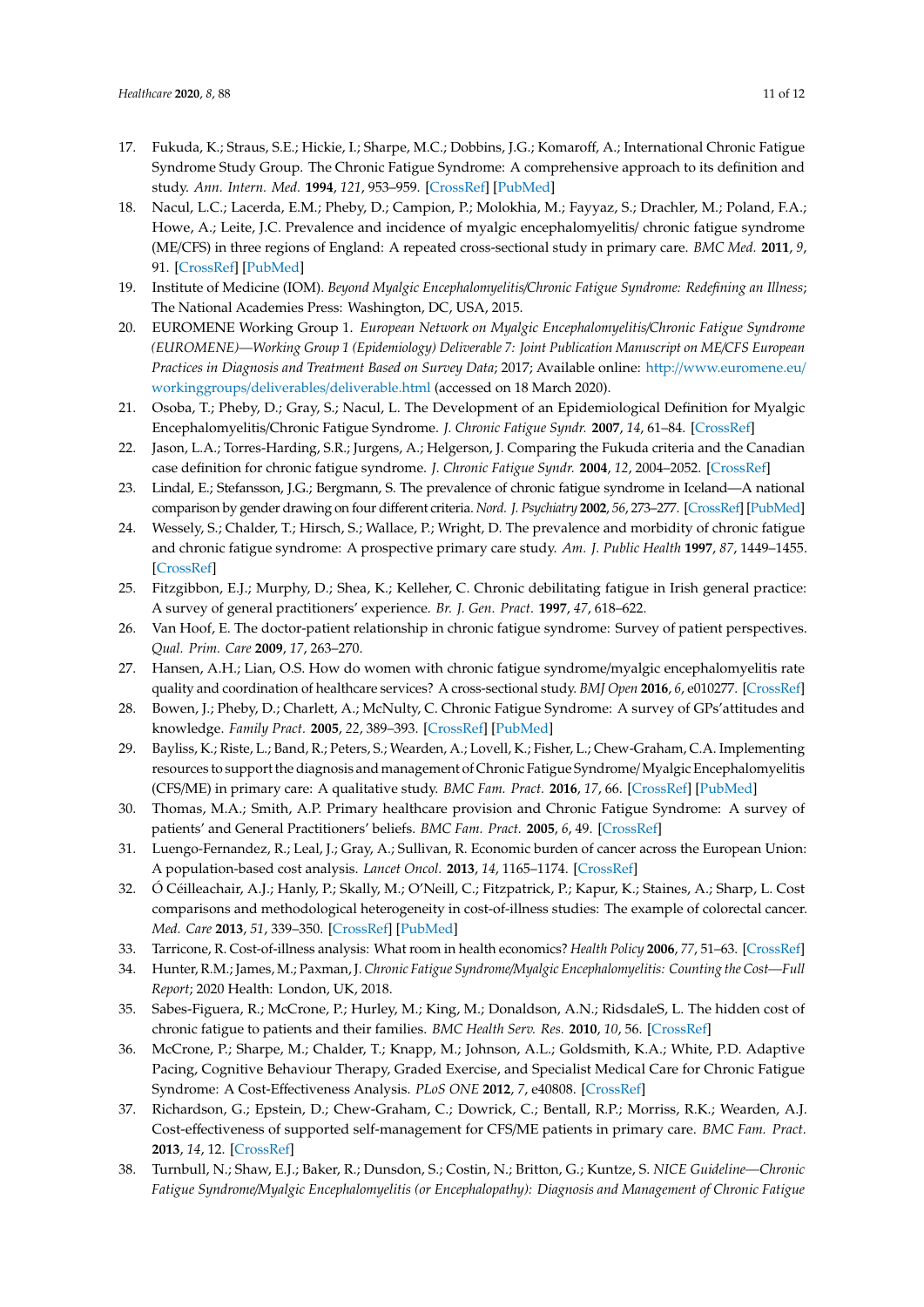17. Fukuda, K.; Straus, S.E.; Hickie, I.; Sharpe, M.C.; Dobbins, J.G.; Komaroff, A.; International Chronic Fatigue Syndrome Study Group. The Chronic Fatigue Syndrome: A comprehensive approach to its definition and study. *Ann. Intern. Med.* **1994**, *121*, 953–959. [CrossRef] [PubMed]
18. Nacul, L.C.; Lacerda, E.M.; Pheby, D.; Campion, P.; Molokhia, M.; Fayyaz, S.; Drachler, M.; Poland, F.A.; Howe, A.; Leite, J.C. Prevalence and incidence of myalgic encephalomyelitis/ chronic fatigue syndrome (ME/CFS) in three regions of England: A repeated cross-sectional study in primary care. *BMC Med.* **2011**, *9*, 91. [CrossRef] [PubMed]
19. Institute of Medicine (IOM). *Beyond Myalgic Encephalomyelitis/Chronic Fatigue Syndrome: Redefining an Illness*; The National Academies Press: Washington, DC, USA, 2015.
20. EUROMENE Working Group 1. *European Network on Myalgic Encephalomyelitis/Chronic Fatigue Syndrome (EUROMENE)—Working Group 1 (Epidemiology) Deliverable 7: Joint Publication Manuscript on ME/CFS European Practices in Diagnosis and Treatment Based on Survey Data*; 2017; Available online: http://www.euromene.eu/workinggroups/deliverables/deliverable.html (accessed on 18 March 2020).
21. Osoba, T.; Pheby, D.; Gray, S.; Nacul, L. The Development of an Epidemiological Definition for Myalgic Encephalomyelitis/Chronic Fatigue Syndrome. *J. Chronic Fatigue Syndr.* **2007**, *14*, 61–84. [CrossRef]
22. Jason, L.A.; Torres-Harding, S.R.; Jurgens, A.; Helgerson, J. Comparing the Fukuda criteria and the Canadian case definition for chronic fatigue syndrome. *J. Chronic Fatigue Syndr.* **2004**, *12*, 2004–2052. [CrossRef]
23. Lindal, E.; Stefansson, J.G.; Bergmann, S. The prevalence of chronic fatigue syndrome in Iceland—A national comparison by gender drawing on four different criteria. *Nord. J. Psychiatry* **2002**, *56*, 273–277. [CrossRef] [PubMed]
24. Wessely, S.; Chalder, T.; Hirsch, S.; Wallace, P.; Wright, D. The prevalence and morbidity of chronic fatigue and chronic fatigue syndrome: A prospective primary care study. *Am. J. Public Health* **1997**, *87*, 1449–1455. [CrossRef]
25. Fitzgibbon, E.J.; Murphy, D.; Shea, K.; Kelleher, C. Chronic debilitating fatigue in Irish general practice: A survey of general practitioners' experience. *Br. J. Gen. Pract.* **1997**, *47*, 618–622.
26. Van Hoof, E. The doctor-patient relationship in chronic fatigue syndrome: Survey of patient perspectives. *Qual. Prim. Care* **2009**, *17*, 263–270.
27. Hansen, A.H.; Lian, O.S. How do women with chronic fatigue syndrome/myalgic encephalomyelitis rate quality and coordination of healthcare services? A cross-sectional study. *BMJ Open* **2016**, *6*, e010277. [CrossRef]
28. Bowen, J.; Pheby, D.; Charlett, A.; McNulty, C. Chronic Fatigue Syndrome: A survey of GPs'attitudes and knowledge. *Family Pract.* **2005**, *22*, 389–393. [CrossRef] [PubMed]
29. Bayliss, K.; Riste, L.; Band, R.; Peters, S.; Wearden, A.; Lovell, K.; Fisher, L.; Chew-Graham, C.A. Implementing resources to support the diagnosis and management of Chronic Fatigue Syndrome/ Myalgic Encephalomyelitis (CFS/ME) in primary care: A qualitative study. *BMC Fam. Pract.* **2016**, *17*, 66. [CrossRef] [PubMed]
30. Thomas, M.A.; Smith, A.P. Primary healthcare provision and Chronic Fatigue Syndrome: A survey of patients' and General Practitioners' beliefs. *BMC Fam. Pract.* **2005**, *6*, 49. [CrossRef]
31. Luengo-Fernandez, R.; Leal, J.; Gray, A.; Sullivan, R. Economic burden of cancer across the European Union: A population-based cost analysis. *Lancet Oncol.* **2013**, *14*, 1165–1174. [CrossRef]
32. Ó Céilleachair, A.J.; Hanly, P.; Skally, M.; O'Neill, C.; Fitzpatrick, P.; Kapur, K.; Staines, A.; Sharp, L. Cost comparisons and methodological heterogeneity in cost-of-illness studies: The example of colorectal cancer. *Med. Care* **2013**, *51*, 339–350. [CrossRef] [PubMed]
33. Tarricone, R. Cost-of-illness analysis: What room in health economics? *Health Policy* **2006**, *77*, 51–63. [CrossRef]
34. Hunter, R.M.; James, M.; Paxman, J. *Chronic Fatigue Syndrome/Myalgic Encephalomyelitis: Counting the Cost—Full Report*; 2020 Health: London, UK, 2018.
35. Sabes-Figuera, R.; McCrone, P.; Hurley, M.; King, M.; Donaldson, A.N.; RidsdaleS, L. The hidden cost of chronic fatigue to patients and their families. *BMC Health Serv. Res.* **2010**, *10*, 56. [CrossRef]
36. McCrone, P.; Sharpe, M.; Chalder, T.; Knapp, M.; Johnson, A.L.; Goldsmith, K.A.; White, P.D. Adaptive Pacing, Cognitive Behaviour Therapy, Graded Exercise, and Specialist Medical Care for Chronic Fatigue Syndrome: A Cost-Effectiveness Analysis. *PLoS ONE* **2012**, *7*, e40808. [CrossRef]
37. Richardson, G.; Epstein, D.; Chew-Graham, C.; Dowrick, C.; Bentall, R.P.; Morriss, R.K.; Wearden, A.J. Cost-effectiveness of supported self-management for CFS/ME patients in primary care. *BMC Fam. Pract.* **2013**, *14*, 12. [CrossRef]
38. Turnbull, N.; Shaw, E.J.; Baker, R.; Dunsdon, S.; Costin, N.; Britton, G.; Kuntze, S. *NICE Guideline—Chronic Fatigue Syndrome/Myalgic Encephalomyelitis (or Encephalopathy): Diagnosis and Management of Chronic Fatigue*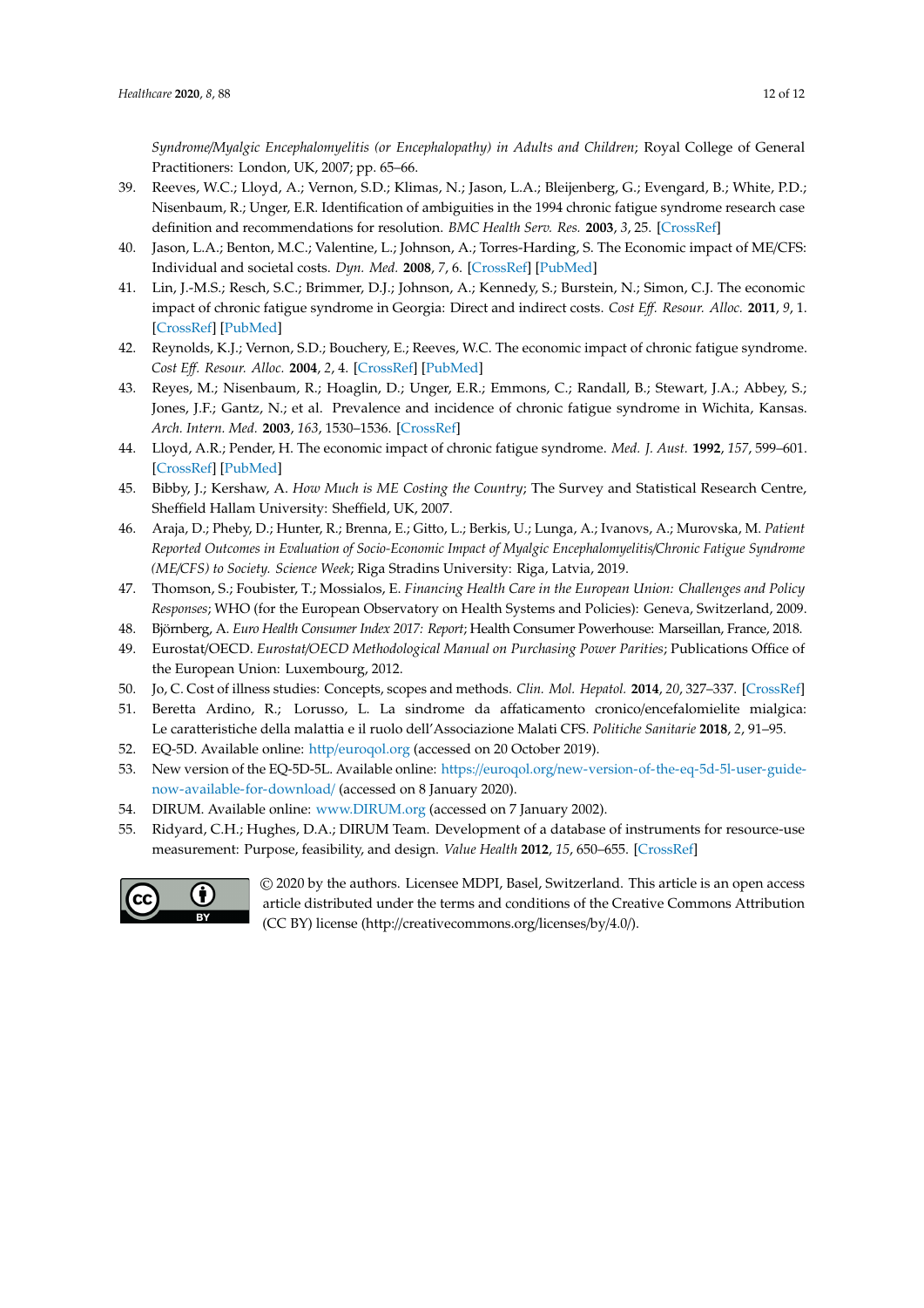*Syndrome/Myalgic Encephalomyelitis (or Encephalopathy) in Adults and Children*; Royal College of General Practitioners: London, UK, 2007; pp. 65–66.

39. Reeves, W.C.; Lloyd, A.; Vernon, S.D.; Klimas, N.; Jason, L.A.; Bleijenberg, G.; Evengard, B.; White, P.D.; Nisenbaum, R.; Unger, E.R. Identification of ambiguities in the 1994 chronic fatigue syndrome research case definition and recommendations for resolution. *BMC Health Serv. Res.* **2003**, *3*, 25. [CrossRef]
40. Jason, L.A.; Benton, M.C.; Valentine, L.; Johnson, A.; Torres-Harding, S. The Economic impact of ME/CFS: Individual and societal costs. *Dyn. Med.* **2008**, *7*, 6. [CrossRef] [PubMed]
41. Lin, J.-M.S.; Resch, S.C.; Brimmer, D.J.; Johnson, A.; Kennedy, S.; Burstein, N.; Simon, C.J. The economic impact of chronic fatigue syndrome in Georgia: Direct and indirect costs. *Cost Eff. Resour. Alloc.* **2011**, *9*, 1. [CrossRef] [PubMed]
42. Reynolds, K.J.; Vernon, S.D.; Bouchery, E.; Reeves, W.C. The economic impact of chronic fatigue syndrome. *Cost Eff. Resour. Alloc.* **2004**, *2*, 4. [CrossRef] [PubMed]
43. Reyes, M.; Nisenbaum, R.; Hoaglin, D.; Unger, E.R.; Emmons, C.; Randall, B.; Stewart, J.A.; Abbey, S.; Jones, J.F.; Gantz, N.; et al. Prevalence and incidence of chronic fatigue syndrome in Wichita, Kansas. *Arch. Intern. Med.* **2003**, *163*, 1530–1536. [CrossRef]
44. Lloyd, A.R.; Pender, H. The economic impact of chronic fatigue syndrome. *Med. J. Aust.* **1992**, *157*, 599–601. [CrossRef] [PubMed]
45. Bibby, J.; Kershaw, A. *How Much is ME Costing the Country*; The Survey and Statistical Research Centre, Sheffield Hallam University: Sheffield, UK, 2007.
46. Araja, D.; Pheby, D.; Hunter, R.; Brenna, E.; Gitto, L.; Berkis, U.; Lunga, A.; Ivanovs, A.; Murovska, M. *Patient Reported Outcomes in Evaluation of Socio-Economic Impact of Myalgic Encephalomyelitis/Chronic Fatigue Syndrome (ME/CFS) to Society. Science Week*; Riga Stradins University: Riga, Latvia, 2019.
47. Thomson, S.; Foubister, T.; Mossialos, E. *Financing Health Care in the European Union: Challenges and Policy Responses*; WHO (for the European Observatory on Health Systems and Policies): Geneva, Switzerland, 2009.
48. Björnberg, A. *Euro Health Consumer Index 2017: Report*; Health Consumer Powerhouse: Marseillan, France, 2018.
49. Eurostat/OECD. *Eurostat/OECD Methodological Manual on Purchasing Power Parities*; Publications Office of the European Union: Luxembourg, 2012.
50. Jo, C. Cost of illness studies: Concepts, scopes and methods. *Clin. Mol. Hepatol.* **2014**, *20*, 327–337. [CrossRef]
51. Beretta Ardino, R.; Lorusso, L. La sindrome da affaticamento cronico/encefalomielite mialgica: Le caratteristiche della malattia e il ruolo dell'Associazione Malati CFS. *Politiche Sanitarie* **2018**, *2*, 91–95.
52. EQ-5D. Available online: http/euroqol.org (accessed on 20 October 2019).
53. New version of the EQ-5D-5L. Available online: https://euroqol.org/new-version-of-the-eq-5d-5l-user-guide-now-available-for-download/ (accessed on 8 January 2020).
54. DIRUM. Available online: www.DIRUM.org (accessed on 7 January 2002).
55. Ridyard, C.H.; Hughes, D.A.; DIRUM Team. Development of a database of instruments for resource-use measurement: Purpose, feasibility, and design. *Value Health* **2012**, *15*, 650–655. [CrossRef]

© 2020 by the authors. Licensee MDPI, Basel, Switzerland. This article is an open access article distributed under the terms and conditions of the Creative Commons Attribution (CC BY) license (http://creativecommons.org/licenses/by/4.0/).